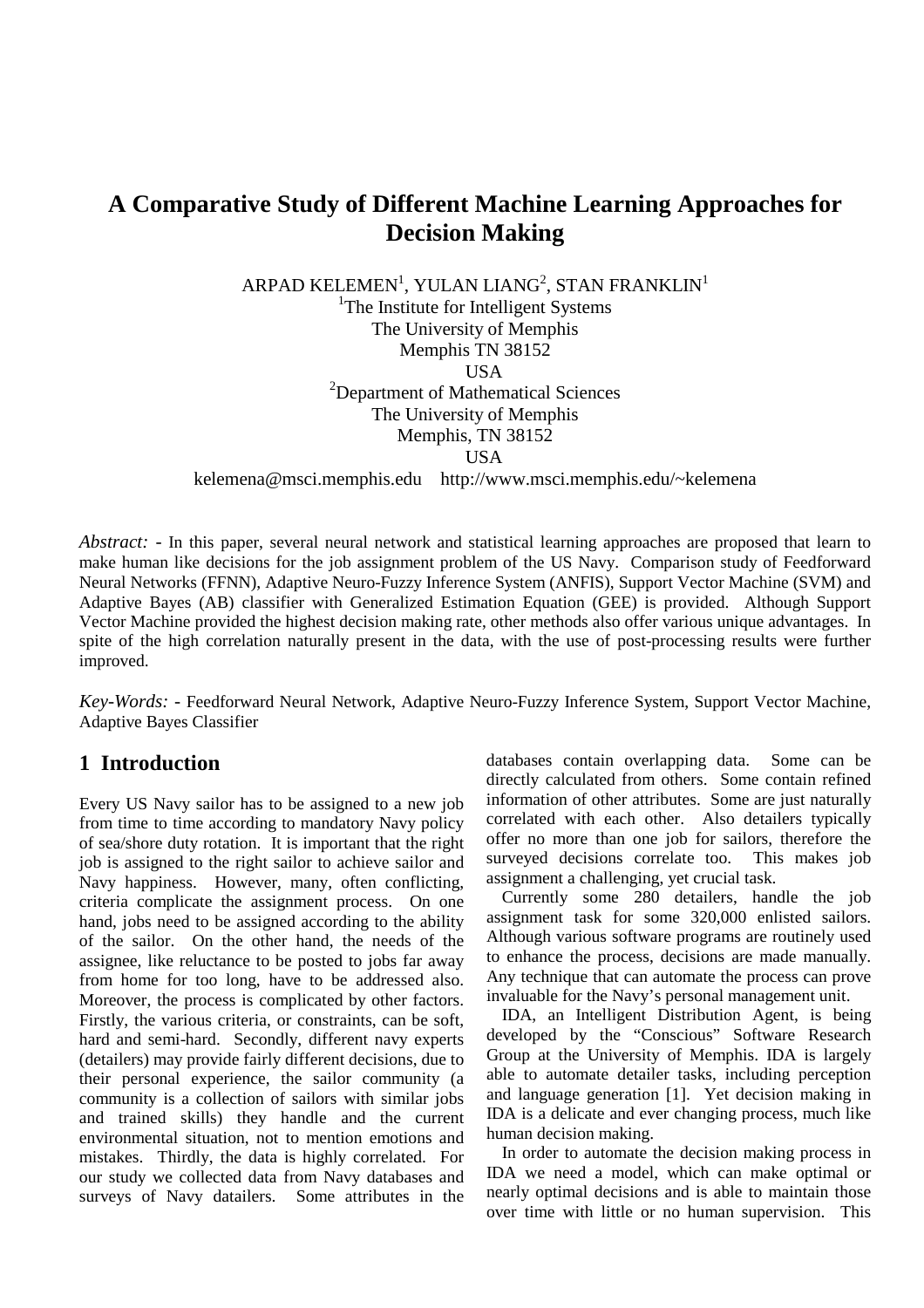# A Comparative Study of Different Machine Learning Approaches for Decision Making

ARPAD KELEMEN[1], YULAN LIANG[2], STAN FRANKLIN[1]

[1]The Institute for Intelligent Systems
The University of Memphis
Memphis TN 38152
USA

[2]Department of Mathematical Sciences
The University of Memphis
Memphis, TN 38152
USA

kelemena@msci.memphis.edu    http://www.msci.memphis.edu/~kelemena

*Abstract:* - In this paper, several neural network and statistical learning approaches are proposed that learn to make human like decisions for the job assignment problem of the US Navy. Comparison study of Feedforward Neural Networks (FFNN), Adaptive Neuro-Fuzzy Inference System (ANFIS), Support Vector Machine (SVM) and Adaptive Bayes (AB) classifier with Generalized Estimation Equation (GEE) is provided. Although Support Vector Machine provided the highest decision making rate, other methods also offer various unique advantages. In spite of the high correlation naturally present in the data, with the use of post-processing results were further improved.

*Key-Words:* - Feedforward Neural Network, Adaptive Neuro-Fuzzy Inference System, Support Vector Machine, Adaptive Bayes Classifier

## 1 Introduction

Every US Navy sailor has to be assigned to a new job from time to time according to mandatory Navy policy of sea/shore duty rotation. It is important that the right job is assigned to the right sailor to achieve sailor and Navy happiness. However, many, often conflicting, criteria complicate the assignment process. On one hand, jobs need to be assigned according to the ability of the sailor. On the other hand, the needs of the assignee, like reluctance to be posted to jobs far away from home for too long, have to be addressed also. Moreover, the process is complicated by other factors. Firstly, the various criteria, or constraints, can be soft, hard and semi-hard. Secondly, different navy experts (detailers) may provide fairly different decisions, due to their personal experience, the sailor community (a community is a collection of sailors with similar jobs and trained skills) they handle and the current environmental situation, not to mention emotions and mistakes. Thirdly, the data is highly correlated. For our study we collected data from Navy databases and surveys of Navy datailers. Some attributes in the databases contain overlapping data. Some can be directly calculated from others. Some contain refined information of other attributes. Some are just naturally correlated with each other. Also detailers typically offer no more than one job for sailors, therefore the surveyed decisions correlate too. This makes job assignment a challenging, yet crucial task.

Currently some 280 detailers, handle the job assignment task for some 320,000 enlisted sailors. Although various software programs are routinely used to enhance the process, decisions are made manually. Any technique that can automate the process can prove invaluable for the Navy's personal management unit.

IDA, an Intelligent Distribution Agent, is being developed by the "Conscious" Software Research Group at the University of Memphis. IDA is largely able to automate detailer tasks, including perception and language generation [1]. Yet decision making in IDA is a delicate and ever changing process, much like human decision making.

In order to automate the decision making process in IDA we need a model, which can make optimal or nearly optimal decisions and is able to maintain those over time with little or no human supervision. This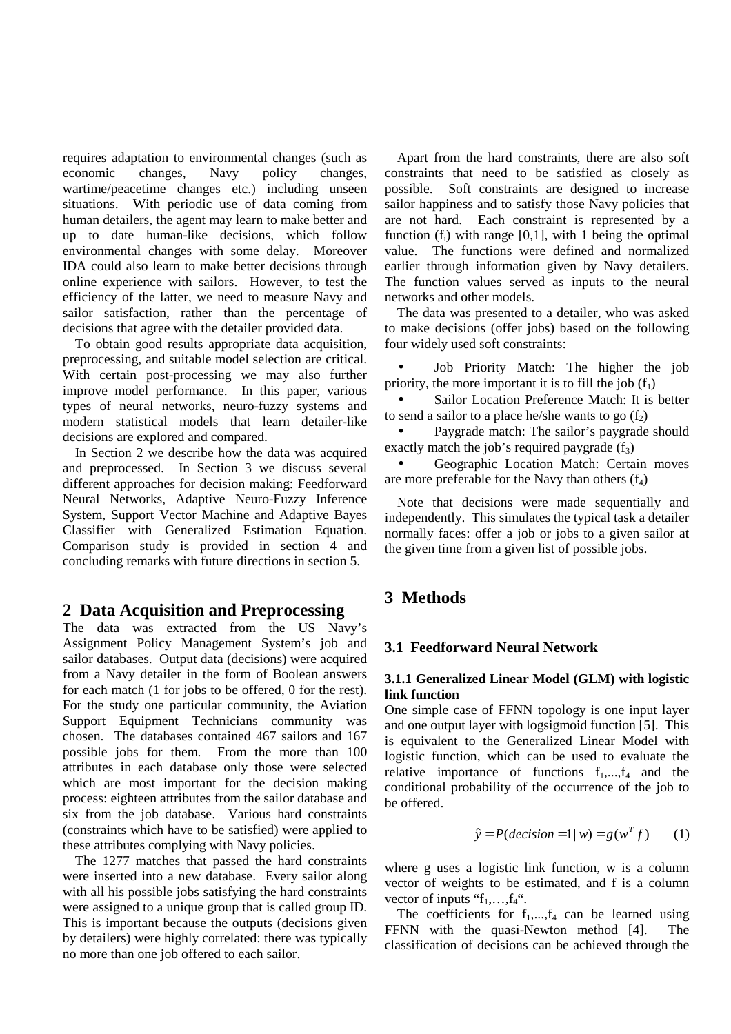requires adaptation to environmental changes (such as economic changes, Navy policy changes, wartime/peacetime changes etc.) including unseen situations. With periodic use of data coming from human detailers, the agent may learn to make better and up to date human-like decisions, which follow environmental changes with some delay. Moreover IDA could also learn to make better decisions through online experience with sailors. However, to test the efficiency of the latter, we need to measure Navy and sailor satisfaction, rather than the percentage of decisions that agree with the detailer provided data.

To obtain good results appropriate data acquisition, preprocessing, and suitable model selection are critical. With certain post-processing we may also further improve model performance. In this paper, various types of neural networks, neuro-fuzzy systems and modern statistical models that learn detailer-like decisions are explored and compared.

In Section 2 we describe how the data was acquired and preprocessed. In Section 3 we discuss several different approaches for decision making: Feedforward Neural Networks, Adaptive Neuro-Fuzzy Inference System, Support Vector Machine and Adaptive Bayes Classifier with Generalized Estimation Equation. Comparison study is provided in section 4 and concluding remarks with future directions in section 5.

## 2 Data Acquisition and Preprocessing

The data was extracted from the US Navy's Assignment Policy Management System's job and sailor databases. Output data (decisions) were acquired from a Navy detailer in the form of Boolean answers for each match (1 for jobs to be offered, 0 for the rest). For the study one particular community, the Aviation Support Equipment Technicians community was chosen. The databases contained 467 sailors and 167 possible jobs for them. From the more than 100 attributes in each database only those were selected which are most important for the decision making process: eighteen attributes from the sailor database and six from the job database. Various hard constraints (constraints which have to be satisfied) were applied to these attributes complying with Navy policies.

The 1277 matches that passed the hard constraints were inserted into a new database. Every sailor along with all his possible jobs satisfying the hard constraints were assigned to a unique group that is called group ID. This is important because the outputs (decisions given by detailers) were highly correlated: there was typically no more than one job offered to each sailor.

Apart from the hard constraints, there are also soft constraints that need to be satisfied as closely as possible. Soft constraints are designed to increase sailor happiness and to satisfy those Navy policies that are not hard. Each constraint is represented by a function ($f_i$) with range [0,1], with 1 being the optimal value. The functions were defined and normalized earlier through information given by Navy detailers. The function values served as inputs to the neural networks and other models.

The data was presented to a detailer, who was asked to make decisions (offer jobs) based on the following four widely used soft constraints:

- Job Priority Match: The higher the job priority, the more important it is to fill the job ($f_1$)
- Sailor Location Preference Match: It is better to send a sailor to a place he/she wants to go ($f_2$)
- Paygrade match: The sailor's paygrade should exactly match the job's required paygrade ($f_3$)
- Geographic Location Match: Certain moves are more preferable for the Navy than others ($f_4$)

Note that decisions were made sequentially and independently. This simulates the typical task a detailer normally faces: offer a job or jobs to a given sailor at the given time from a given list of possible jobs.

## 3 Methods

### 3.1 Feedforward Neural Network

#### 3.1.1 Generalized Linear Model (GLM) with logistic link function

One simple case of FFNN topology is one input layer and one output layer with logsigmoid function [5]. This is equivalent to the Generalized Linear Model with logistic function, which can be used to evaluate the relative importance of functions $f_1,...,f_4$ and the conditional probability of the occurrence of the job to be offered.

$$\hat{y} = P(decision = 1 \mid w) = g(w^T f) \qquad (1)$$

where g uses a logistic link function, w is a column vector of weights to be estimated, and f is a column vector of inputs "$f_1,\ldots,f_4$".

The coefficients for $f_1,...,f_4$ can be learned using FFNN with the quasi-Newton method [4]. The classification of decisions can be achieved through the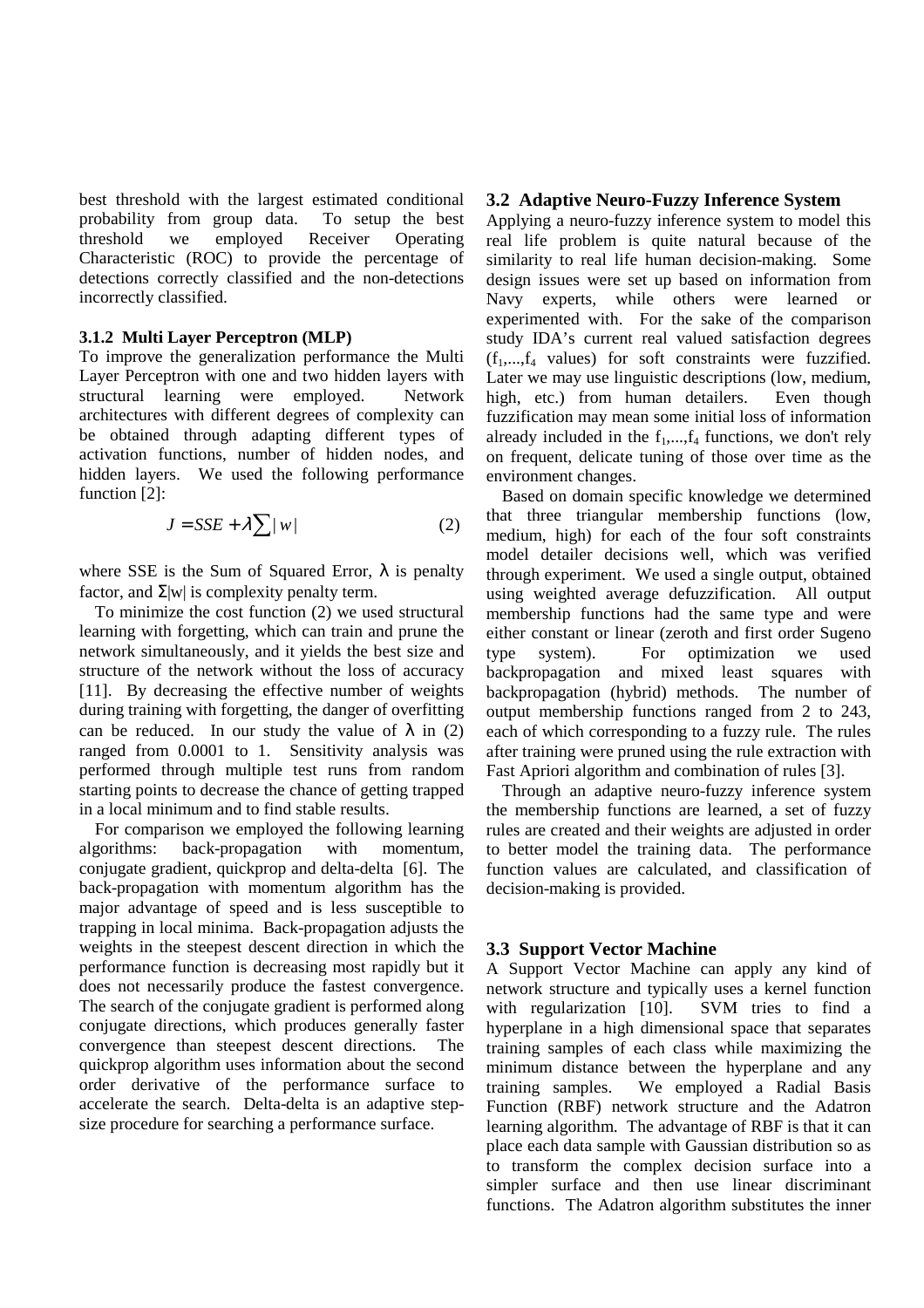best threshold with the largest estimated conditional probability from group data. To setup the best threshold we employed Receiver Operating Characteristic (ROC) to provide the percentage of detections correctly classified and the non-detections incorrectly classified.

#### 3.1.2 Multi Layer Perceptron (MLP)

To improve the generalization performance the Multi Layer Perceptron with one and two hidden layers with structural learning were employed. Network architectures with different degrees of complexity can be obtained through adapting different types of activation functions, number of hidden nodes, and hidden layers. We used the following performance function [2]:

$$J = SSE + \lambda \sum |w| \tag{2}$$

where SSE is the Sum of Squared Error, $\lambda$ is penalty factor, and $\Sigma|w|$ is complexity penalty term.

To minimize the cost function (2) we used structural learning with forgetting, which can train and prune the network simultaneously, and it yields the best size and structure of the network without the loss of accuracy [11]. By decreasing the effective number of weights during training with forgetting, the danger of overfitting can be reduced. In our study the value of $\lambda$ in (2) ranged from 0.0001 to 1. Sensitivity analysis was performed through multiple test runs from random starting points to decrease the chance of getting trapped in a local minimum and to find stable results.

For comparison we employed the following learning algorithms: back-propagation with momentum, conjugate gradient, quickprop and delta-delta [6]. The back-propagation with momentum algorithm has the major advantage of speed and is less susceptible to trapping in local minima. Back-propagation adjusts the weights in the steepest descent direction in which the performance function is decreasing most rapidly but it does not necessarily produce the fastest convergence. The search of the conjugate gradient is performed along conjugate directions, which produces generally faster convergence than steepest descent directions. The quickprop algorithm uses information about the second order derivative of the performance surface to accelerate the search. Delta-delta is an adaptive step-size procedure for searching a performance surface.

### 3.2 Adaptive Neuro-Fuzzy Inference System

Applying a neuro-fuzzy inference system to model this real life problem is quite natural because of the similarity to real life human decision-making. Some design issues were set up based on information from Navy experts, while others were learned or experimented with. For the sake of the comparison study IDA's current real valued satisfaction degrees ($f_1,...,f_4$ values) for soft constraints were fuzzified. Later we may use linguistic descriptions (low, medium, high, etc.) from human detailers. Even though fuzzification may mean some initial loss of information already included in the $f_1,...,f_4$ functions, we don't rely on frequent, delicate tuning of those over time as the environment changes.

Based on domain specific knowledge we determined that three triangular membership functions (low, medium, high) for each of the four soft constraints model detailer decisions well, which was verified through experiment. We used a single output, obtained using weighted average defuzzification. All output membership functions had the same type and were either constant or linear (zeroth and first order Sugeno type system). For optimization we used backpropagation and mixed least squares with backpropagation (hybrid) methods. The number of output membership functions ranged from 2 to 243, each of which corresponding to a fuzzy rule. The rules after training were pruned using the rule extraction with Fast Apriori algorithm and combination of rules [3].

Through an adaptive neuro-fuzzy inference system the membership functions are learned, a set of fuzzy rules are created and their weights are adjusted in order to better model the training data. The performance function values are calculated, and classification of decision-making is provided.

### 3.3 Support Vector Machine

A Support Vector Machine can apply any kind of network structure and typically uses a kernel function with regularization [10]. SVM tries to find a hyperplane in a high dimensional space that separates training samples of each class while maximizing the minimum distance between the hyperplane and any training samples. We employed a Radial Basis Function (RBF) network structure and the Adatron learning algorithm. The advantage of RBF is that it can place each data sample with Gaussian distribution so as to transform the complex decision surface into a simpler surface and then use linear discriminant functions. The Adatron algorithm substitutes the inner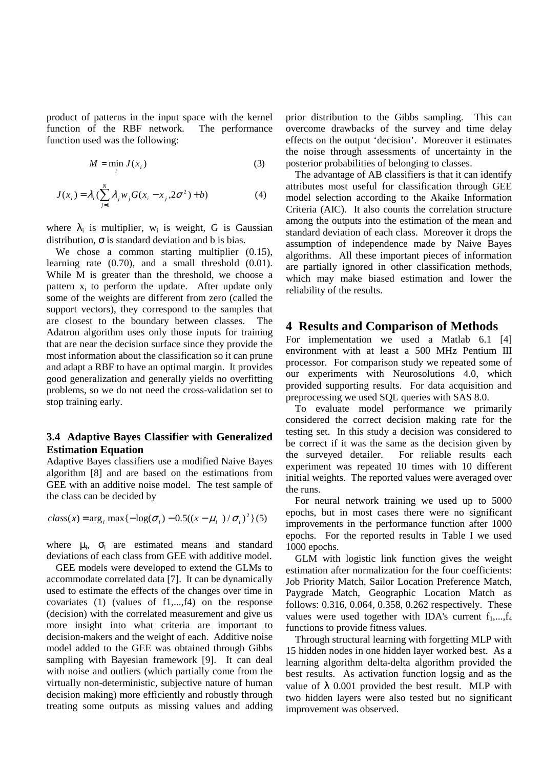product of patterns in the input space with the kernel function of the RBF network. The performance function used was the following:

$$M = \min_i J(x_i) \qquad (3)$$

$$J(x_i) = \lambda_i (\sum_{j=1}^{N} \lambda_j w_j G(x_i - x_j, 2\sigma^2) + b) \qquad (4)$$

where $\lambda_i$ is multiplier, $w_i$ is weight, G is Gaussian distribution, $\sigma$ is standard deviation and b is bias.

We chose a common starting multiplier (0.15), learning rate (0.70), and a small threshold (0.01). While M is greater than the threshold, we choose a pattern $x_i$ to perform the update. After update only some of the weights are different from zero (called the support vectors), they correspond to the samples that are closest to the boundary between classes. The Adatron algorithm uses only those inputs for training that are near the decision surface since they provide the most information about the classification so it can prune and adapt a RBF to have an optimal margin. It provides good generalization and generally yields no overfitting problems, so we do not need the cross-validation set to stop training early.

### 3.4 Adaptive Bayes Classifier with Generalized Estimation Equation

Adaptive Bayes classifiers use a modified Naive Bayes algorithm [8] and are based on the estimations from GEE with an additive noise model. The test sample of the class can be decided by

$$class(x) = \arg_i \max\{-\log(\sigma_i) - 0.5((x - \mu_i)/\sigma_i)^2\} \qquad (5)$$

where $\mu_i$, $\sigma_i$ are estimated means and standard deviations of each class from GEE with additive model.

GEE models were developed to extend the GLMs to accommodate correlated data [7]. It can be dynamically used to estimate the effects of the changes over time in covariates (1) (values of f1,...,f4) on the response (decision) with the correlated measurement and give us more insight into what criteria are important to decision-makers and the weight of each. Additive noise model added to the GEE was obtained through Gibbs sampling with Bayesian framework [9]. It can deal with noise and outliers (which partially come from the virtually non-deterministic, subjective nature of human decision making) more efficiently and robustly through treating some outputs as missing values and adding prior distribution to the Gibbs sampling. This can overcome drawbacks of the survey and time delay effects on the output 'decision'. Moreover it estimates the noise through assessments of uncertainty in the posterior probabilities of belonging to classes.

The advantage of AB classifiers is that it can identify attributes most useful for classification through GEE model selection according to the Akaike Information Criteria (AIC). It also counts the correlation structure among the outputs into the estimation of the mean and standard deviation of each class. Moreover it drops the assumption of independence made by Naive Bayes algorithms. All these important pieces of information are partially ignored in other classification methods, which may make biased estimation and lower the reliability of the results.

## 4 Results and Comparison of Methods

For implementation we used a Matlab 6.1 [4] environment with at least a 500 MHz Pentium III processor. For comparison study we repeated some of our experiments with Neurosolutions 4.0, which provided supporting results. For data acquisition and preprocessing we used SQL queries with SAS 8.0.

To evaluate model performance we primarily considered the correct decision making rate for the testing set. In this study a decision was considered to be correct if it was the same as the decision given by the surveyed detailer. For reliable results each experiment was repeated 10 times with 10 different initial weights. The reported values were averaged over the runs.

For neural network training we used up to 5000 epochs, but in most cases there were no significant improvements in the performance function after 1000 epochs. For the reported results in Table I we used 1000 epochs.

GLM with logistic link function gives the weight estimation after normalization for the four coefficients: Job Priority Match, Sailor Location Preference Match, Paygrade Match, Geographic Location Match as follows: 0.316, 0.064, 0.358, 0.262 respectively. These values were used together with IDA's current $f_1$,...,$f_4$ functions to provide fitness values.

Through structural learning with forgetting MLP with 15 hidden nodes in one hidden layer worked best. As a learning algorithm delta-delta algorithm provided the best results. As activation function logsig and as the value of $\lambda$ 0.001 provided the best result. MLP with two hidden layers were also tested but no significant improvement was observed.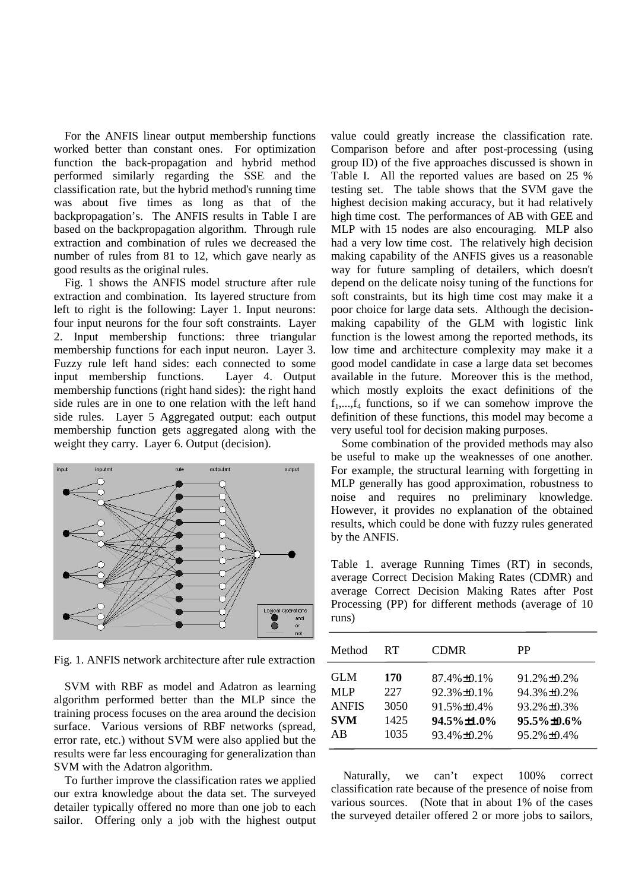For the ANFIS linear output membership functions worked better than constant ones. For optimization function the back-propagation and hybrid method performed similarly regarding the SSE and the classification rate, but the hybrid method's running time was about five times as long as that of the backpropagation's. The ANFIS results in Table I are based on the backpropagation algorithm. Through rule extraction and combination of rules we decreased the number of rules from 81 to 12, which gave nearly as good results as the original rules.

Fig. 1 shows the ANFIS model structure after rule extraction and combination. Its layered structure from left to right is the following: Layer 1. Input neurons: four input neurons for the four soft constraints. Layer 2. Input membership functions: three triangular membership functions for each input neuron. Layer 3. Fuzzy rule left hand sides: each connected to some input membership functions. Layer 4. Output membership functions (right hand sides): the right hand side rules are in one to one relation with the left hand side rules. Layer 5 Aggregated output: each output membership function gets aggregated along with the weight they carry. Layer 6. Output (decision).

Fig. 1. ANFIS network architecture after rule extraction

SVM with RBF as model and Adatron as learning algorithm performed better than the MLP since the training process focuses on the area around the decision surface. Various versions of RBF networks (spread, error rate, etc.) without SVM were also applied but the results were far less encouraging for generalization than SVM with the Adatron algorithm.

To further improve the classification rates we applied our extra knowledge about the data set. The surveyed detailer typically offered no more than one job to each sailor. Offering only a job with the highest output value could greatly increase the classification rate. Comparison before and after post-processing (using group ID) of the five approaches discussed is shown in Table I. All the reported values are based on 25 % testing set. The table shows that the SVM gave the highest decision making accuracy, but it had relatively high time cost. The performances of AB with GEE and MLP with 15 nodes are also encouraging. MLP also had a very low time cost. The relatively high decision making capability of the ANFIS gives us a reasonable way for future sampling of detailers, which doesn't depend on the delicate noisy tuning of the functions for soft constraints, but its high time cost may make it a poor choice for large data sets. Although the decision-making capability of the GLM with logistic link function is the lowest among the reported methods, its low time and architecture complexity may make it a good model candidate in case a large data set becomes available in the future. Moreover this is the method, which mostly exploits the exact definitions of the $f_1,\ldots,f_4$ functions, so if we can somehow improve the definition of these functions, this model may become a very useful tool for decision making purposes.

Some combination of the provided methods may also be useful to make up the weaknesses of one another. For example, the structural learning with forgetting in MLP generally has good approximation, robustness to noise and requires no preliminary knowledge. However, it provides no explanation of the obtained results, which could be done with fuzzy rules generated by the ANFIS.

Table 1. average Running Times (RT) in seconds, average Correct Decision Making Rates (CDMR) and average Correct Decision Making Rates after Post Processing (PP) for different methods (average of 10 runs)

| Method | RT | CDMR | PP |
|---|---|---|---|
| GLM | **170** | 87.4%±0.1% | 91.2%±0.2% |
| MLP | 227 | 92.3%±0.1% | 94.3%±0.2% |
| ANFIS | 3050 | 91.5%±0.4% | 93.2%±0.3% |
| **SVM** | 1425 | **94.5%±1.0%** | **95.5%±0.6%** |
| AB | 1035 | 93.4%±0.2% | 95.2%±0.4% |

Naturally, we can't expect 100% correct classification rate because of the presence of noise from various sources. (Note that in about 1% of the cases the surveyed detailer offered 2 or more jobs to sailors,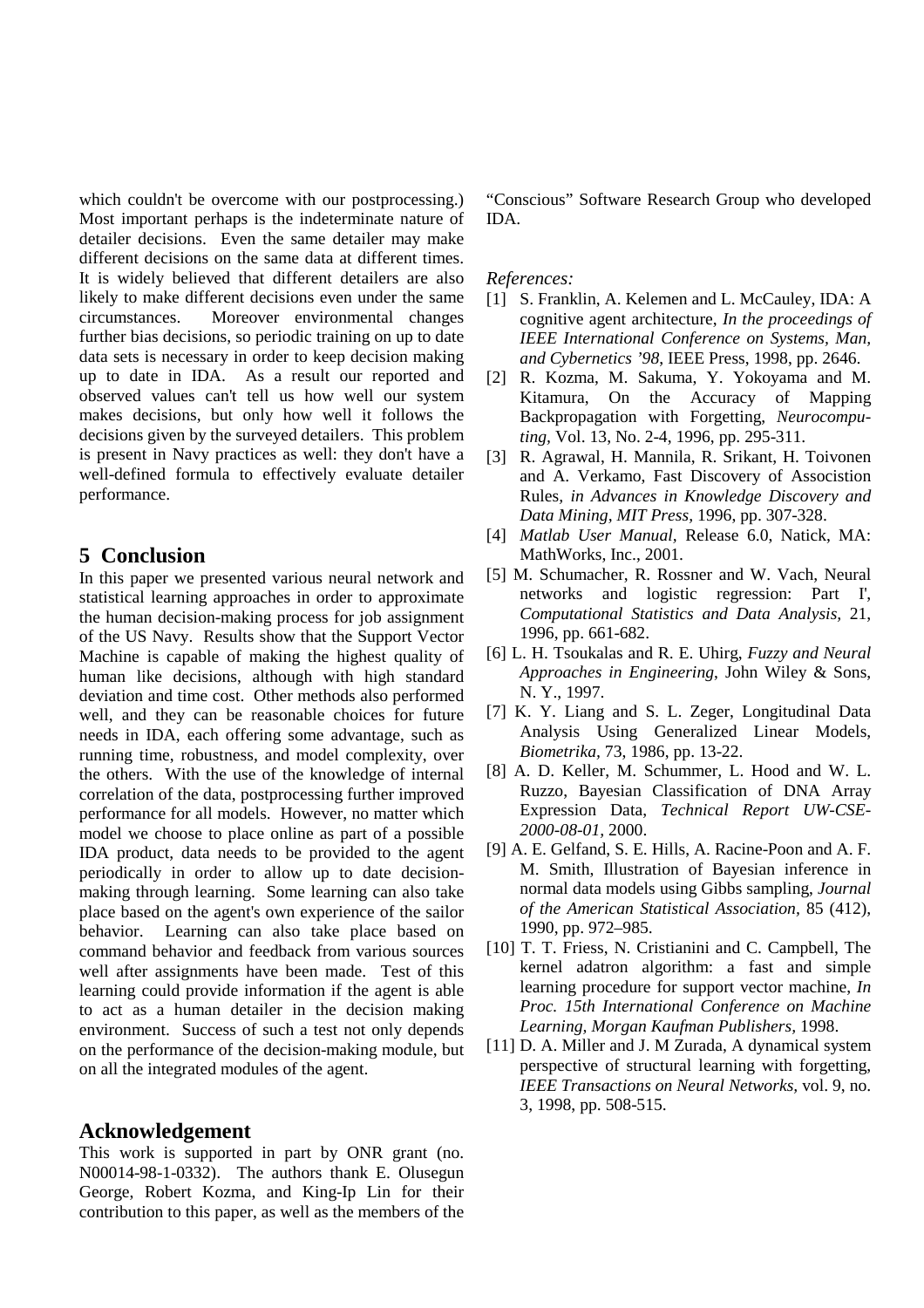which couldn't be overcome with our postprocessing.) Most important perhaps is the indeterminate nature of detailer decisions. Even the same detailer may make different decisions on the same data at different times. It is widely believed that different detailers are also likely to make different decisions even under the same circumstances. Moreover environmental changes further bias decisions, so periodic training on up to date data sets is necessary in order to keep decision making up to date in IDA. As a result our reported and observed values can't tell us how well our system makes decisions, but only how well it follows the decisions given by the surveyed detailers. This problem is present in Navy practices as well: they don't have a well-defined formula to effectively evaluate detailer performance.

## 5 Conclusion

In this paper we presented various neural network and statistical learning approaches in order to approximate the human decision-making process for job assignment of the US Navy. Results show that the Support Vector Machine is capable of making the highest quality of human like decisions, although with high standard deviation and time cost. Other methods also performed well, and they can be reasonable choices for future needs in IDA, each offering some advantage, such as running time, robustness, and model complexity, over the others. With the use of the knowledge of internal correlation of the data, postprocessing further improved performance for all models. However, no matter which model we choose to place online as part of a possible IDA product, data needs to be provided to the agent periodically in order to allow up to date decision-making through learning. Some learning can also take place based on the agent's own experience of the sailor behavior. Learning can also take place based on command behavior and feedback from various sources well after assignments have been made. Test of this learning could provide information if the agent is able to act as a human detailer in the decision making environment. Success of such a test not only depends on the performance of the decision-making module, but on all the integrated modules of the agent.

## Acknowledgement

This work is supported in part by ONR grant (no. N00014-98-1-0332). The authors thank E. Olusegun George, Robert Kozma, and King-Ip Lin for their contribution to this paper, as well as the members of the "Conscious" Software Research Group who developed IDA.

*References:*

[1] S. Franklin, A. Kelemen and L. McCauley, IDA: A cognitive agent architecture, *In the proceedings of IEEE International Conference on Systems, Man, and Cybernetics '98*, IEEE Press, 1998, pp. 2646.

[2] R. Kozma, M. Sakuma, Y. Yokoyama and M. Kitamura, On the Accuracy of Mapping Backpropagation with Forgetting, *Neurocomputing*, Vol. 13, No. 2-4, 1996, pp. 295-311.

[3] R. Agrawal, H. Mannila, R. Srikant, H. Toivonen and A. Verkamo, Fast Discovery of Associstion Rules, *in Advances in Knowledge Discovery and Data Mining, MIT Press*, 1996, pp. 307-328.

[4] *Matlab User Manual*, Release 6.0, Natick, MA: MathWorks, Inc., 2001.

[5] M. Schumacher, R. Rossner and W. Vach, Neural networks and logistic regression: Part I', *Computational Statistics and Data Analysis*, 21, 1996, pp. 661-682.

[6] L. H. Tsoukalas and R. E. Uhirg, *Fuzzy and Neural Approaches in Engineering*, John Wiley & Sons, N. Y., 1997.

[7] K. Y. Liang and S. L. Zeger, Longitudinal Data Analysis Using Generalized Linear Models, *Biometrika*, 73, 1986, pp. 13-22.

[8] A. D. Keller, M. Schummer, L. Hood and W. L. Ruzzo, Bayesian Classification of DNA Array Expression Data, *Technical Report UW-CSE-2000-08-01*, 2000.

[9] A. E. Gelfand, S. E. Hills, A. Racine-Poon and A. F. M. Smith, Illustration of Bayesian inference in normal data models using Gibbs sampling, *Journal of the American Statistical Association*, 85 (412), 1990, pp. 972–985.

[10] T. T. Friess, N. Cristianini and C. Campbell, The kernel adatron algorithm: a fast and simple learning procedure for support vector machine, *In Proc. 15th International Conference on Machine Learning, Morgan Kaufman Publishers*, 1998.

[11] D. A. Miller and J. M Zurada, A dynamical system perspective of structural learning with forgetting, *IEEE Transactions on Neural Networks*, vol. 9, no. 3, 1998, pp. 508-515.